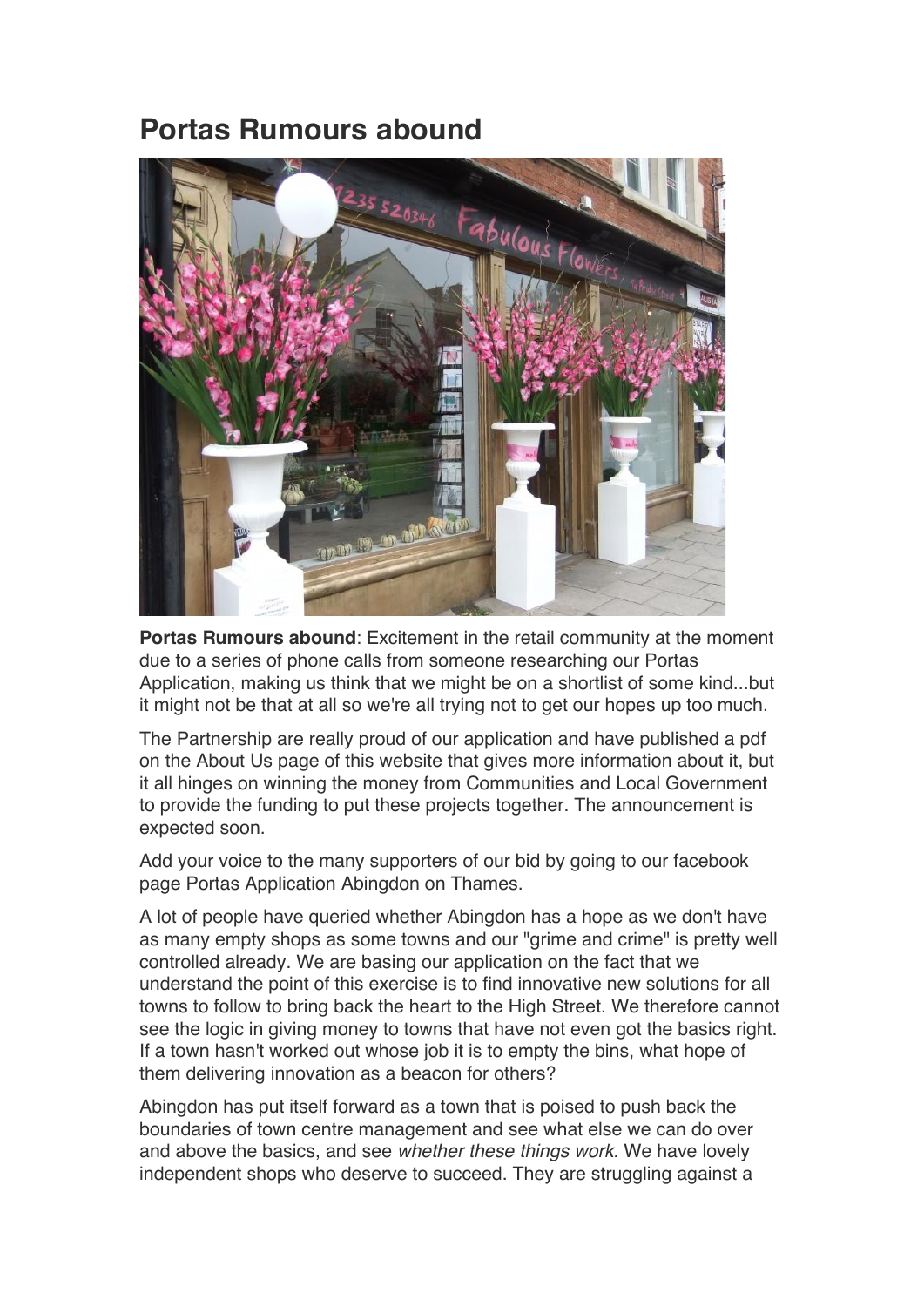# Portas Rumours abound

**Portas Rumours abound**: Excitement in the retail community at the moment due to a series of phone calls from someone researching our Portas Application, making us think that we might be on a shortlist of some kind...but it might not be that at all so we're all trying not to get our hopes up too much.

The Partnership are really proud of our application and have published a pdf on the About Us page of this website that gives more information about it, but it all hinges on winning the money from Communities and Local Government to provide the funding to put these projects together. The announcement is expected soon.

Add your voice to the many supporters of our bid by going to our facebook page Portas Application Abingdon on Thames.

A lot of people have queried whether Abingdon has a hope as we don't have as many empty shops as some towns and our "grime and crime" is pretty well controlled already. We are basing our application on the fact that we understand the point of this exercise is to find innovative new solutions for all towns to follow to bring back the heart to the High Street. We therefore cannot see the logic in giving money to towns that have not even got the basics right. If a town hasn't worked out whose job it is to empty the bins, what hope of them delivering innovation as a beacon for others?

Abingdon has put itself forward as a town that is poised to push back the boundaries of town centre management and see what else we can do over and above the basics, and see *whether these things work.* We have lovely independent shops who deserve to succeed. They are struggling against a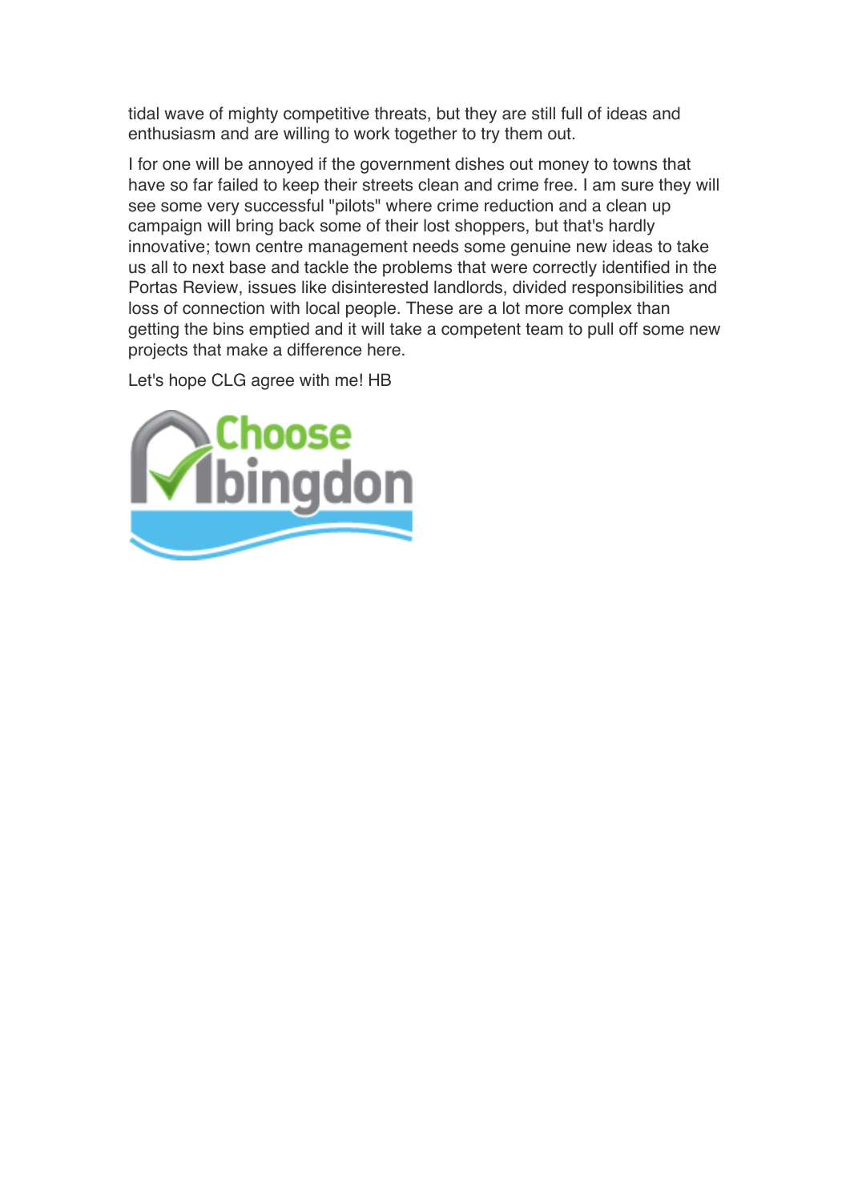tidal wave of mighty competitive threats, but they are still full of ideas and enthusiasm and are willing to work together to try them out.

I for one will be annoyed if the government dishes out money to towns that have so far failed to keep their streets clean and crime free. I am sure they will see some very successful "pilots" where crime reduction and a clean up campaign will bring back some of their lost shoppers, but that's hardly innovative; town centre management needs some genuine new ideas to take us all to next base and tackle the problems that were correctly identified in the Portas Review, issues like disinterested landlords, divided responsibilities and loss of connection with local people. These are a lot more complex than getting the bins emptied and it will take a competent team to pull off some new projects that make a difference here.

Let's hope CLG agree with me! HB

Choose Abingdon